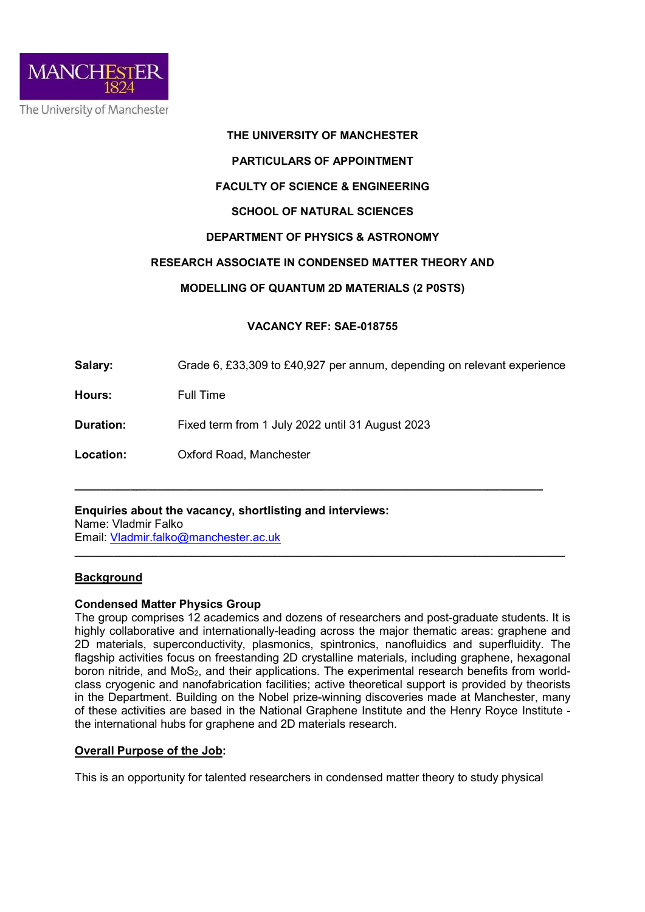THE UNIVERSITY OF MANCHESTER

PARTICULARS OF APPOINTMENT

FACULTY OF SCIENCE & ENGINEERING

SCHOOL OF NATURAL SCIENCES

DEPARTMENT OF PHYSICS & ASTRONOMY

# RESEARCH ASSOCIATE IN CONDENSED MATTER THEORY AND MODELLING OF QUANTUM 2D MATERIALS (2 P0STS)

**VACANCY REF: SAE-018755**

**Salary:** Grade 6, £33,309 to £40,927 per annum, depending on relevant experience

**Hours:** Full Time

**Duration:** Fixed term from 1 July 2022 until 31 August 2023

**Location:** Oxford Road, Manchester

---

**Enquiries about the vacancy, shortlisting and interviews:**
Name: Vladmir Falko
Email: Vladmir.falko@manchester.ac.uk

---

## Background

### Condensed Matter Physics Group

The group comprises 12 academics and dozens of researchers and post-graduate students. It is highly collaborative and internationally-leading across the major thematic areas: graphene and 2D materials, superconductivity, plasmonics, spintronics, nanofluidics and superfluidity. The flagship activities focus on freestanding 2D crystalline materials, including graphene, hexagonal boron nitride, and $MoS_2$, and their applications. The experimental research benefits from world-class cryogenic and nanofabrication facilities; active theoretical support is provided by theorists in the Department. Building on the Nobel prize-winning discoveries made at Manchester, many of these activities are based in the National Graphene Institute and the Henry Royce Institute - the international hubs for graphene and 2D materials research.

## Overall Purpose of the Job:

This is an opportunity for talented researchers in condensed matter theory to study physical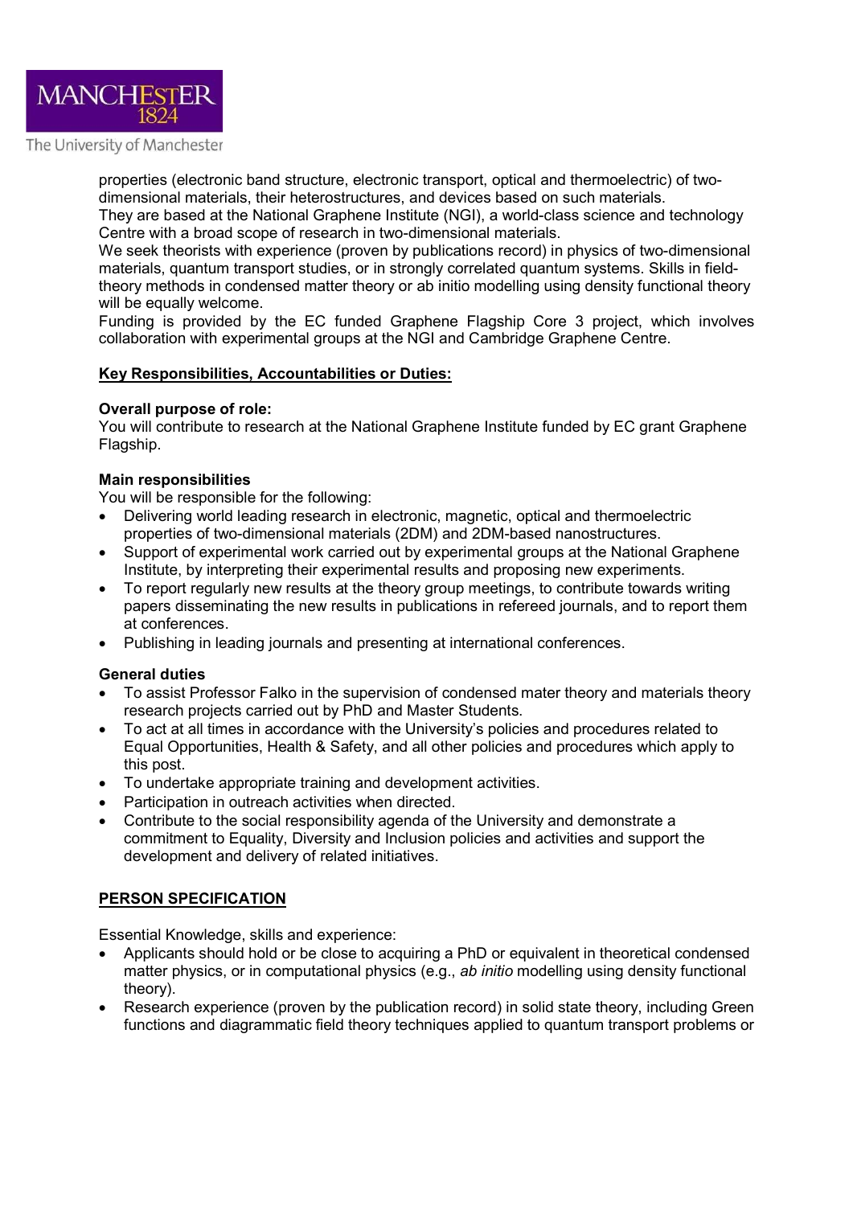properties (electronic band structure, electronic transport, optical and thermoelectric) of two-dimensional materials, their heterostructures, and devices based on such materials.
They are based at the National Graphene Institute (NGI), a world-class science and technology Centre with a broad scope of research in two-dimensional materials.
We seek theorists with experience (proven by publications record) in physics of two-dimensional materials, quantum transport studies, or in strongly correlated quantum systems. Skills in field-theory methods in condensed matter theory or ab initio modelling using density functional theory will be equally welcome.
Funding is provided by the EC funded Graphene Flagship Core 3 project, which involves collaboration with experimental groups at the NGI and Cambridge Graphene Centre.

**Key Responsibilities, Accountabilities or Duties:**

**Overall purpose of role:**
You will contribute to research at the National Graphene Institute funded by EC grant Graphene Flagship.

**Main responsibilities**
You will be responsible for the following:

- Delivering world leading research in electronic, magnetic, optical and thermoelectric properties of two-dimensional materials (2DM) and 2DM-based nanostructures.
- Support of experimental work carried out by experimental groups at the National Graphene Institute, by interpreting their experimental results and proposing new experiments.
- To report regularly new results at the theory group meetings, to contribute towards writing papers disseminating the new results in publications in refereed journals, and to report them at conferences.
- Publishing in leading journals and presenting at international conferences.

**General duties**

- To assist Professor Falko in the supervision of condensed mater theory and materials theory research projects carried out by PhD and Master Students.
- To act at all times in accordance with the University's policies and procedures related to Equal Opportunities, Health & Safety, and all other policies and procedures which apply to this post.
- To undertake appropriate training and development activities.
- Participation in outreach activities when directed.
- Contribute to the social responsibility agenda of the University and demonstrate a commitment to Equality, Diversity and Inclusion policies and activities and support the development and delivery of related initiatives.

**PERSON SPECIFICATION**

Essential Knowledge, skills and experience:

- Applicants should hold or be close to acquiring a PhD or equivalent in theoretical condensed matter physics, or in computational physics (e.g., *ab initio* modelling using density functional theory).
- Research experience (proven by the publication record) in solid state theory, including Green functions and diagrammatic field theory techniques applied to quantum transport problems or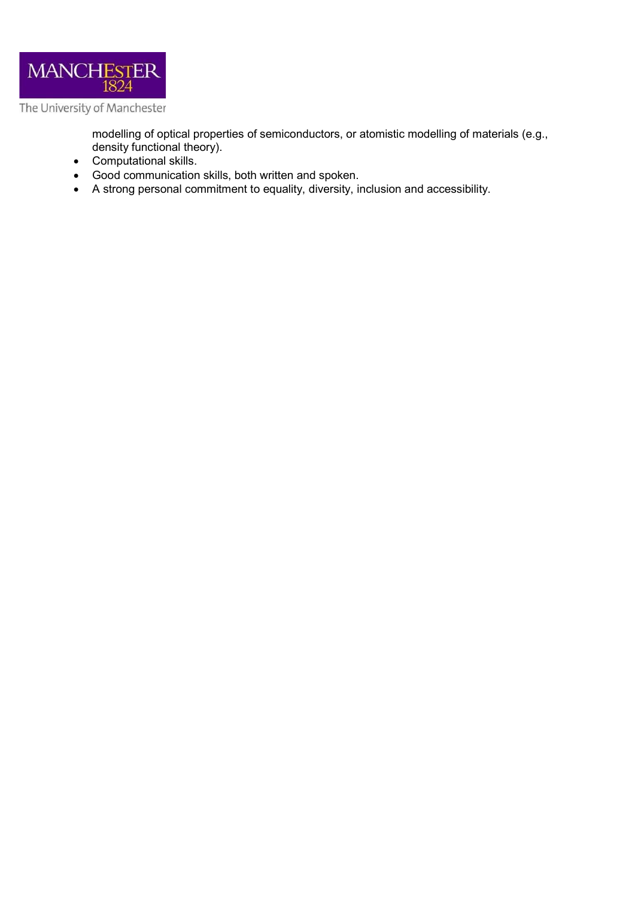modelling of optical properties of semiconductors, or atomistic modelling of materials (e.g., density functional theory).

- Computational skills.
- Good communication skills, both written and spoken.
- A strong personal commitment to equality, diversity, inclusion and accessibility.